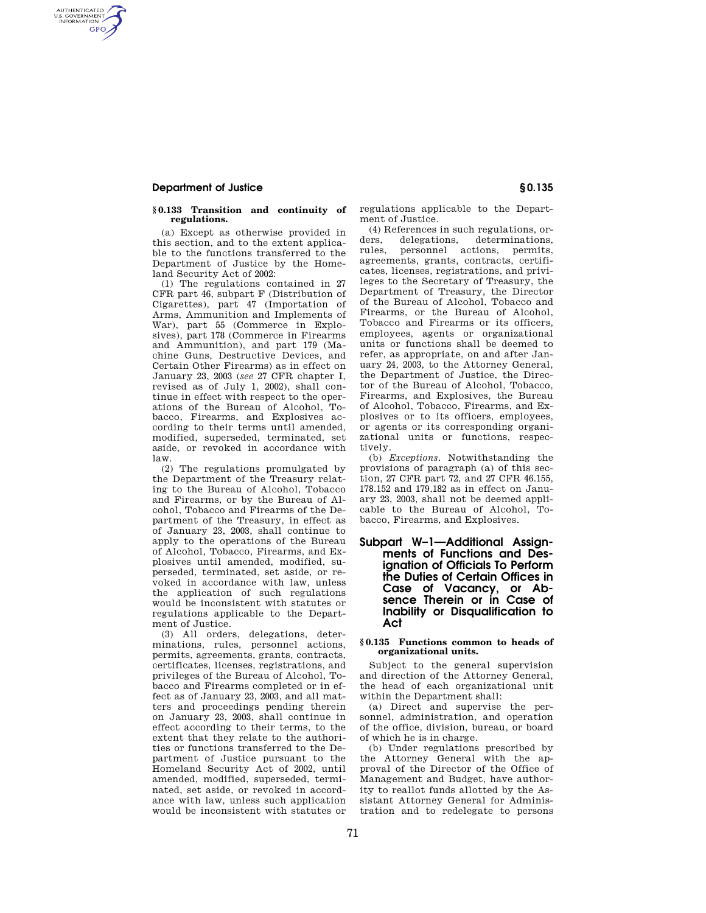**§ 0.133 Transition and continuity of regulations.**

(a) Except as otherwise provided in this section, and to the extent applicable to the functions transferred to the Department of Justice by the Homeland Security Act of 2002:

(1) The regulations contained in 27 CFR part 46, subpart F (Distribution of Cigarettes), part 47 (Importation of Arms, Ammunition and Implements of War), part 55 (Commerce in Explosives), part 178 (Commerce in Firearms and Ammunition), and part 179 (Machine Guns, Destructive Devices, and Certain Other Firearms) as in effect on January 23, 2003 (*see* 27 CFR chapter I, revised as of July 1, 2002), shall continue in effect with respect to the operations of the Bureau of Alcohol, Tobacco, Firearms, and Explosives according to their terms until amended, modified, superseded, terminated, set aside, or revoked in accordance with law.

(2) The regulations promulgated by the Department of the Treasury relating to the Bureau of Alcohol, Tobacco and Firearms, or by the Bureau of Alcohol, Tobacco and Firearms of the Department of the Treasury, in effect as of January 23, 2003, shall continue to apply to the operations of the Bureau of Alcohol, Tobacco, Firearms, and Explosives until amended, modified, superseded, terminated, set aside, or revoked in accordance with law, unless the application of such regulations would be inconsistent with statutes or regulations applicable to the Department of Justice.

(3) All orders, delegations, determinations, rules, personnel actions, permits, agreements, grants, contracts, certificates, licenses, registrations, and privileges of the Bureau of Alcohol, Tobacco and Firearms completed or in effect as of January 23, 2003, and all matters and proceedings pending therein on January 23, 2003, shall continue in effect according to their terms, to the extent that they relate to the authorities or functions transferred to the Department of Justice pursuant to the Homeland Security Act of 2002, until amended, modified, superseded, terminated, set aside, or revoked in accordance with law, unless such application would be inconsistent with statutes or regulations applicable to the Department of Justice.

(4) References in such regulations, orders, delegations, determinations, rules, personnel actions, permits, agreements, grants, contracts, certificates, licenses, registrations, and privileges to the Secretary of Treasury, the Department of Treasury, the Director of the Bureau of Alcohol, Tobacco and Firearms, or the Bureau of Alcohol, Tobacco and Firearms or its officers, employees, agents or organizational units or functions shall be deemed to refer, as appropriate, on and after January 24, 2003, to the Attorney General, the Department of Justice, the Director of the Bureau of Alcohol, Tobacco, Firearms, and Explosives, the Bureau of Alcohol, Tobacco, Firearms, and Explosives or to its officers, employees, or agents or its corresponding organizational units or functions, respectively.

(b) *Exceptions.* Notwithstanding the provisions of paragraph (a) of this section, 27 CFR part 72, and 27 CFR 46.155, 178.152 and 179.182 as in effect on January 23, 2003, shall not be deemed applicable to the Bureau of Alcohol, Tobacco, Firearms, and Explosives.

## Subpart W–1—Additional Assignments of Functions and Designation of Officials To Perform the Duties of Certain Offices in Case of Vacancy, or Absence Therein or in Case of Inability or Disqualification to Act

**§ 0.135 Functions common to heads of organizational units.**

Subject to the general supervision and direction of the Attorney General, the head of each organizational unit within the Department shall:

(a) Direct and supervise the personnel, administration, and operation of the office, division, bureau, or board of which he is in charge.

(b) Under regulations prescribed by the Attorney General with the approval of the Director of the Office of Management and Budget, have authority to reallot funds allotted by the Assistant Attorney General for Administration and to redelegate to persons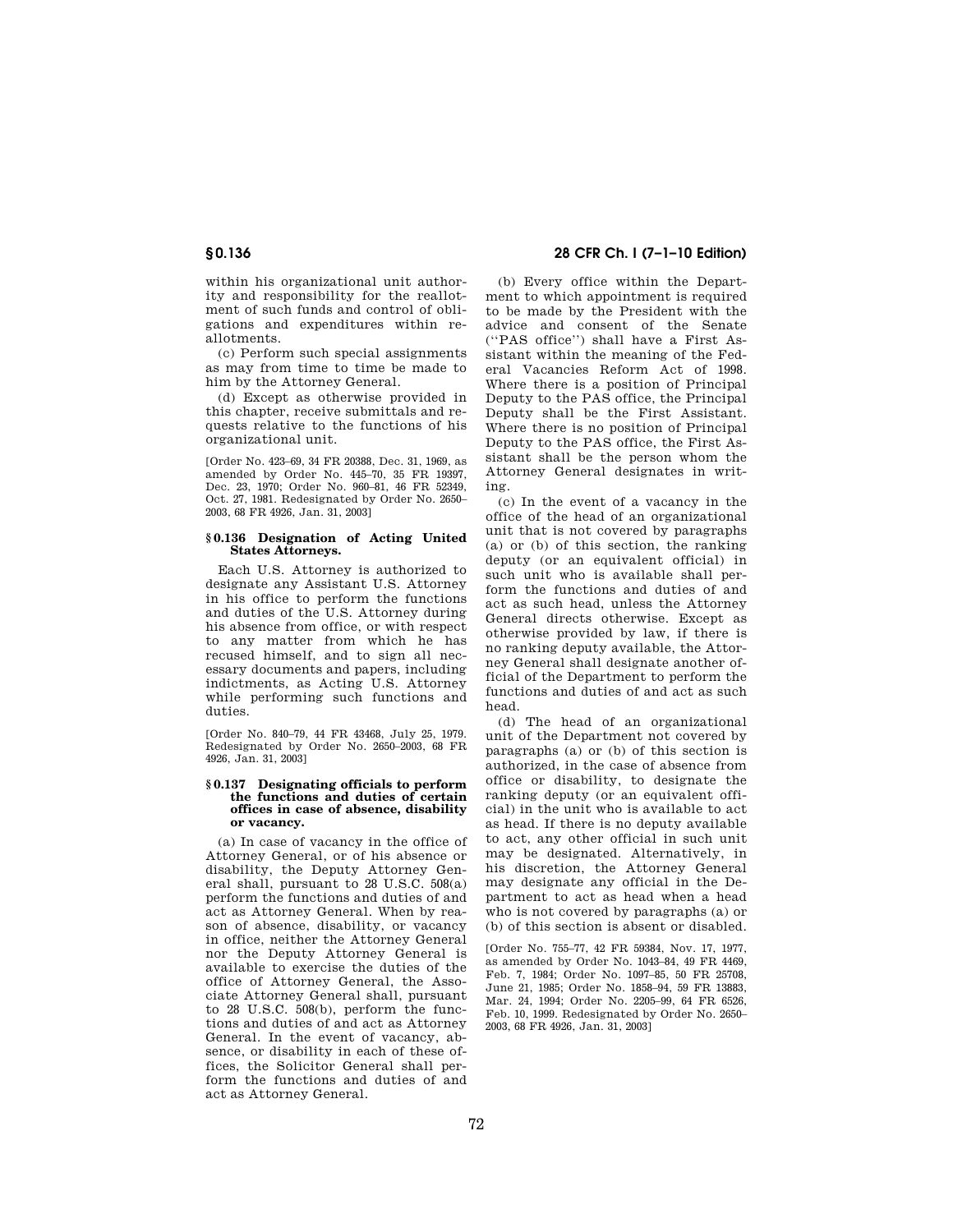within his organizational unit authority and responsibility for the reallotment of such funds and control of obligations and expenditures within reallotments.

(c) Perform such special assignments as may from time to time be made to him by the Attorney General.

(d) Except as otherwise provided in this chapter, receive submittals and requests relative to the functions of his organizational unit.

[Order No. 423–69, 34 FR 20388, Dec. 31, 1969, as amended by Order No. 445–70, 35 FR 19397, Dec. 23, 1970; Order No. 960–81, 46 FR 52349, Oct. 27, 1981. Redesignated by Order No. 2650–2003, 68 FR 4926, Jan. 31, 2003]

### § 0.136 Designation of Acting United States Attorneys.

Each U.S. Attorney is authorized to designate any Assistant U.S. Attorney in his office to perform the functions and duties of the U.S. Attorney during his absence from office, or with respect to any matter from which he has recused himself, and to sign all necessary documents and papers, including indictments, as Acting U.S. Attorney while performing such functions and duties.

[Order No. 840–79, 44 FR 43468, July 25, 1979. Redesignated by Order No. 2650–2003, 68 FR 4926, Jan. 31, 2003]

### § 0.137 Designating officials to perform the functions and duties of certain offices in case of absence, disability or vacancy.

(a) In case of vacancy in the office of Attorney General, or of his absence or disability, the Deputy Attorney General shall, pursuant to 28 U.S.C. 508(a) perform the functions and duties of and act as Attorney General. When by reason of absence, disability, or vacancy in office, neither the Attorney General nor the Deputy Attorney General is available to exercise the duties of the office of Attorney General, the Associate Attorney General shall, pursuant to 28 U.S.C. 508(b), perform the functions and duties of and act as Attorney General. In the event of vacancy, absence, or disability in each of these offices, the Solicitor General shall perform the functions and duties of and act as Attorney General.

(b) Every office within the Department to which appointment is required to be made by the President with the advice and consent of the Senate (''PAS office'') shall have a First Assistant within the meaning of the Federal Vacancies Reform Act of 1998. Where there is a position of Principal Deputy to the PAS office, the Principal Deputy shall be the First Assistant. Where there is no position of Principal Deputy to the PAS office, the First Assistant shall be the person whom the Attorney General designates in writing.

(c) In the event of a vacancy in the office of the head of an organizational unit that is not covered by paragraphs (a) or (b) of this section, the ranking deputy (or an equivalent official) in such unit who is available shall perform the functions and duties of and act as such head, unless the Attorney General directs otherwise. Except as otherwise provided by law, if there is no ranking deputy available, the Attorney General shall designate another official of the Department to perform the functions and duties of and act as such head.

(d) The head of an organizational unit of the Department not covered by paragraphs (a) or (b) of this section is authorized, in the case of absence from office or disability, to designate the ranking deputy (or an equivalent official) in the unit who is available to act as head. If there is no deputy available to act, any other official in such unit may be designated. Alternatively, in his discretion, the Attorney General may designate any official in the Department to act as head when a head who is not covered by paragraphs (a) or (b) of this section is absent or disabled.

[Order No. 755–77, 42 FR 59384, Nov. 17, 1977, as amended by Order No. 1043–84, 49 FR 4469, Feb. 7, 1984; Order No. 1097–85, 50 FR 25708, June 21, 1985; Order No. 1858–94, 59 FR 13883, Mar. 24, 1994; Order No. 2205–99, 64 FR 6526, Feb. 10, 1999. Redesignated by Order No. 2650–2003, 68 FR 4926, Jan. 31, 2003]